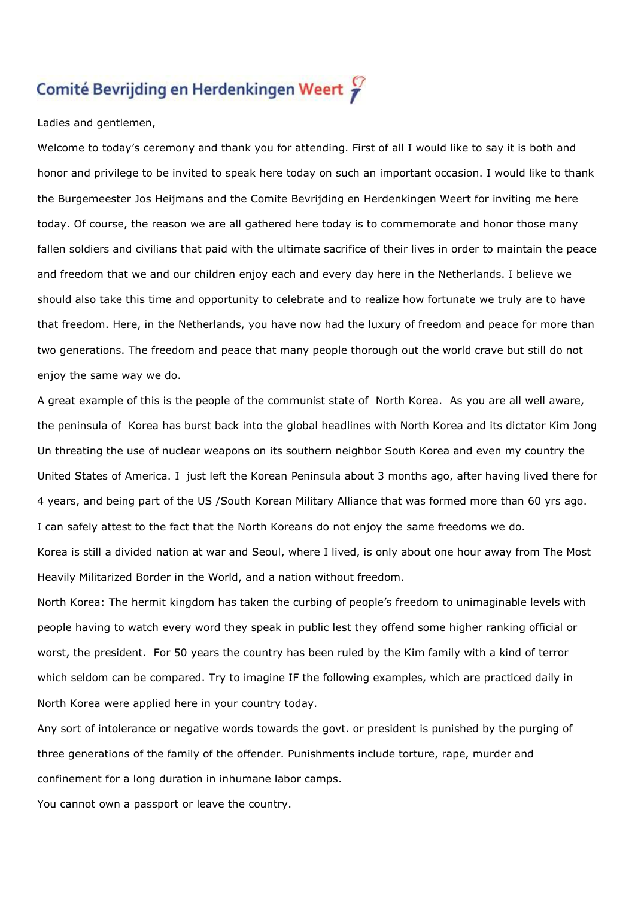# Comité Bevrijding en Herdenkingen Weert

Ladies and gentlemen,

Welcome to today's ceremony and thank you for attending. First of all I would like to say it is both and honor and privilege to be invited to speak here today on such an important occasion. I would like to thank the Burgemeester Jos Heijmans and the Comite Bevrijding en Herdenkingen Weert for inviting me here today. Of course, the reason we are all gathered here today is to commemorate and honor those many fallen soldiers and civilians that paid with the ultimate sacrifice of their lives in order to maintain the peace and freedom that we and our children enjoy each and every day here in the Netherlands. I believe we should also take this time and opportunity to celebrate and to realize how fortunate we truly are to have that freedom. Here, in the Netherlands, you have now had the luxury of freedom and peace for more than two generations. The freedom and peace that many people thorough out the world crave but still do not enjoy the same way we do.

A great example of this is the people of the communist state of North Korea. As you are all well aware, the peninsula of Korea has burst back into the global headlines with North Korea and its dictator Kim Jong Un threating the use of nuclear weapons on its southern neighbor South Korea and even my country the United States of America. I just left the Korean Peninsula about 3 months ago, after having lived there for 4 years, and being part of the US /South Korean Military Alliance that was formed more than 60 yrs ago. I can safely attest to the fact that the North Koreans do not enjoy the same freedoms we do.

Korea is still a divided nation at war and Seoul, where I lived, is only about one hour away from The Most Heavily Militarized Border in the World, and a nation without freedom.

North Korea: The hermit kingdom has taken the curbing of people's freedom to unimaginable levels with people having to watch every word they speak in public lest they offend some higher ranking official or worst, the president. For 50 years the country has been ruled by the Kim family with a kind of terror which seldom can be compared. Try to imagine IF the following examples, which are practiced daily in North Korea were applied here in your country today.

Any sort of intolerance or negative words towards the govt. or president is punished by the purging of three generations of the family of the offender. Punishments include torture, rape, murder and confinement for a long duration in inhumane labor camps.

You cannot own a passport or leave the country.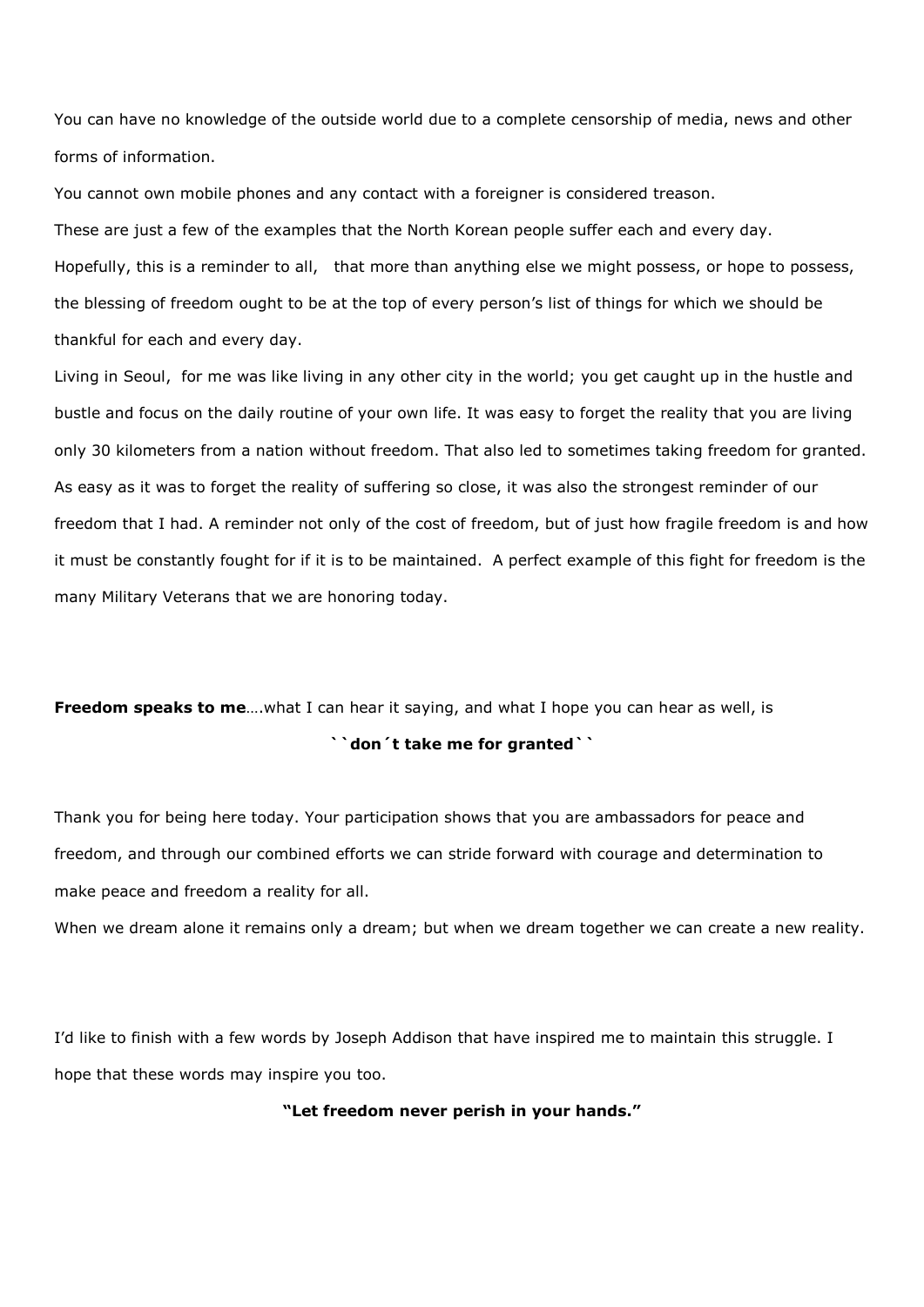You can have no knowledge of the outside world due to a complete censorship of media, news and other forms of information.

You cannot own mobile phones and any contact with a foreigner is considered treason.

These are just a few of the examples that the North Korean people suffer each and every day.

Hopefully, this is a reminder to all, that more than anything else we might possess, or hope to possess, the blessing of freedom ought to be at the top of every person's list of things for which we should be thankful for each and every day.

Living in Seoul, for me was like living in any other city in the world; you get caught up in the hustle and bustle and focus on the daily routine of your own life. It was easy to forget the reality that you are living only 30 kilometers from a nation without freedom. That also led to sometimes taking freedom for granted. As easy as it was to forget the reality of suffering so close, it was also the strongest reminder of our freedom that I had. A reminder not only of the cost of freedom, but of just how fragile freedom is and how it must be constantly fought for if it is to be maintained. A perfect example of this fight for freedom is the many Military Veterans that we are honoring today.

**Freedom speaks to me**….what I can hear it saying, and what I hope you can hear as well, is

**``don´t take me for granted``**

Thank you for being here today. Your participation shows that you are ambassadors for peace and freedom, and through our combined efforts we can stride forward with courage and determination to make peace and freedom a reality for all.

When we dream alone it remains only a dream; but when we dream together we can create a new reality.

I'd like to finish with a few words by Joseph Addison that have inspired me to maintain this struggle. I hope that these words may inspire you too.

**"Let freedom never perish in your hands."**